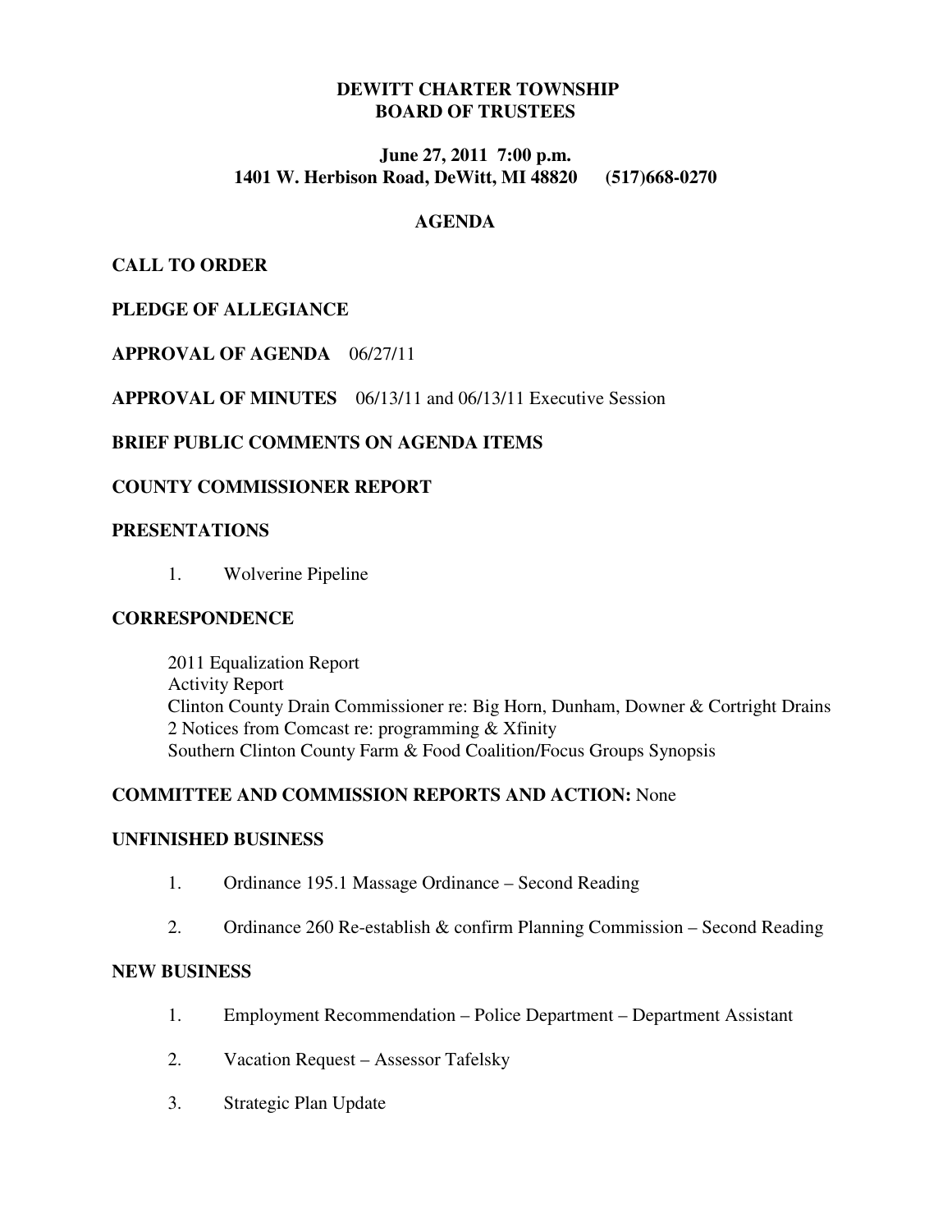# DEWITT CHARTER TOWNSHIP
# BOARD OF TRUSTEES

**June 27, 2011 7:00 p.m.**
**1401 W. Herbison Road, DeWitt, MI 48820 (517)668-0270**

## AGENDA

**CALL TO ORDER**

**PLEDGE OF ALLEGIANCE**

**APPROVAL OF AGENDA** 06/27/11

**APPROVAL OF MINUTES** 06/13/11 and 06/13/11 Executive Session

**BRIEF PUBLIC COMMENTS ON AGENDA ITEMS**

**COUNTY COMMISSIONER REPORT**

**PRESENTATIONS**

1. Wolverine Pipeline

**CORRESPONDENCE**

2011 Equalization Report
Activity Report
Clinton County Drain Commissioner re: Big Horn, Dunham, Downer & Cortright Drains
2 Notices from Comcast re: programming & Xfinity
Southern Clinton County Farm & Food Coalition/Focus Groups Synopsis

**COMMITTEE AND COMMISSION REPORTS AND ACTION:** None

**UNFINISHED BUSINESS**

1. Ordinance 195.1 Massage Ordinance – Second Reading
2. Ordinance 260 Re-establish & confirm Planning Commission – Second Reading

**NEW BUSINESS**

1. Employment Recommendation – Police Department – Department Assistant
2. Vacation Request – Assessor Tafelsky
3. Strategic Plan Update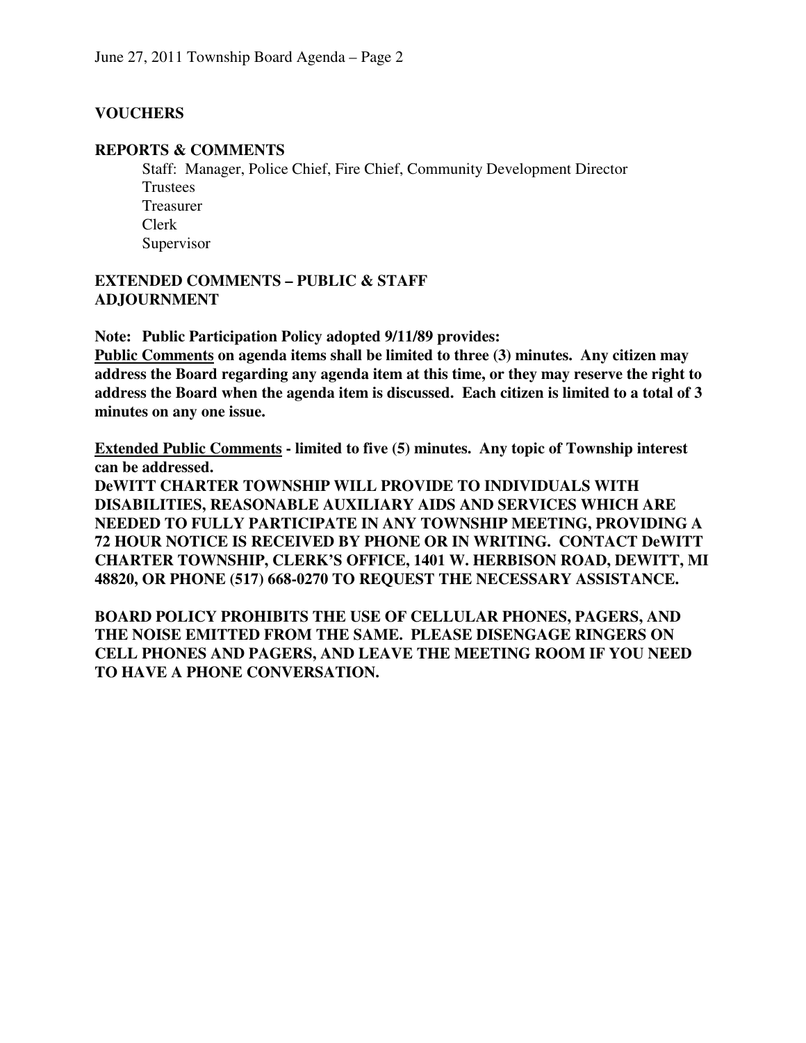**VOUCHERS**

**REPORTS & COMMENTS**

- Staff: Manager, Police Chief, Fire Chief, Community Development Director
- Trustees
- Treasurer
- Clerk
- Supervisor

**EXTENDED COMMENTS – PUBLIC & STAFF**
**ADJOURNMENT**

**Note: Public Participation Policy adopted 9/11/89 provides:**
**Public Comments on agenda items shall be limited to three (3) minutes. Any citizen may address the Board regarding any agenda item at this time, or they may reserve the right to address the Board when the agenda item is discussed. Each citizen is limited to a total of 3 minutes on any one issue.**

**Extended Public Comments - limited to five (5) minutes. Any topic of Township interest can be addressed.**
**DeWITT CHARTER TOWNSHIP WILL PROVIDE TO INDIVIDUALS WITH DISABILITIES, REASONABLE AUXILIARY AIDS AND SERVICES WHICH ARE NEEDED TO FULLY PARTICIPATE IN ANY TOWNSHIP MEETING, PROVIDING A 72 HOUR NOTICE IS RECEIVED BY PHONE OR IN WRITING. CONTACT DeWITT CHARTER TOWNSHIP, CLERK'S OFFICE, 1401 W. HERBISON ROAD, DEWITT, MI 48820, OR PHONE (517) 668-0270 TO REQUEST THE NECESSARY ASSISTANCE.**

**BOARD POLICY PROHIBITS THE USE OF CELLULAR PHONES, PAGERS, AND THE NOISE EMITTED FROM THE SAME. PLEASE DISENGAGE RINGERS ON CELL PHONES AND PAGERS, AND LEAVE THE MEETING ROOM IF YOU NEED TO HAVE A PHONE CONVERSATION.**